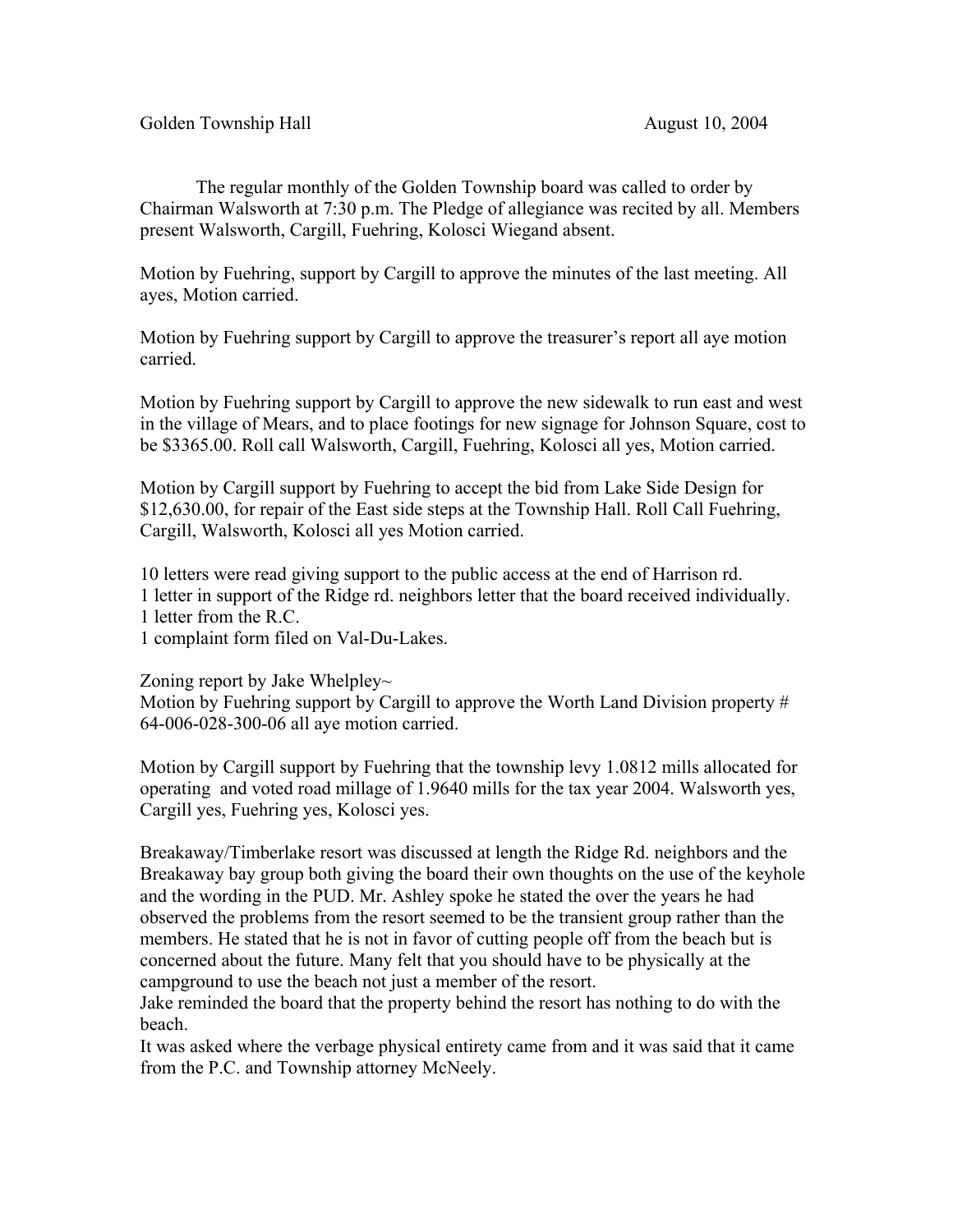Golden Township Hall August 10, 2004

The regular monthly of the Golden Township board was called to order by Chairman Walsworth at 7:30 p.m. The Pledge of allegiance was recited by all. Members present Walsworth, Cargill, Fuehring, Kolosci Wiegand absent.

Motion by Fuehring, support by Cargill to approve the minutes of the last meeting. All ayes, Motion carried.

Motion by Fuehring support by Cargill to approve the treasurer's report all aye motion carried.

Motion by Fuehring support by Cargill to approve the new sidewalk to run east and west in the village of Mears, and to place footings for new signage for Johnson Square, cost to be $3365.00. Roll call Walsworth, Cargill, Fuehring, Kolosci all yes, Motion carried.

Motion by Cargill support by Fuehring to accept the bid from Lake Side Design for $12,630.00, for repair of the East side steps at the Township Hall. Roll Call Fuehring, Cargill, Walsworth, Kolosci all yes Motion carried.

10 letters were read giving support to the public access at the end of Harrison rd.
1 letter in support of the Ridge rd. neighbors letter that the board received individually.
1 letter from the R.C.
1 complaint form filed on Val-Du-Lakes.

Zoning report by Jake Whelpley~
Motion by Fuehring support by Cargill to approve the Worth Land Division property # 64-006-028-300-06 all aye motion carried.

Motion by Cargill support by Fuehring that the township levy 1.0812 mills allocated for operating and voted road millage of 1.9640 mills for the tax year 2004. Walsworth yes, Cargill yes, Fuehring yes, Kolosci yes.

Breakaway/Timberlake resort was discussed at length the Ridge Rd. neighbors and the Breakaway bay group both giving the board their own thoughts on the use of the keyhole and the wording in the PUD. Mr. Ashley spoke he stated the over the years he had observed the problems from the resort seemed to be the transient group rather than the members. He stated that he is not in favor of cutting people off from the beach but is concerned about the future. Many felt that you should have to be physically at the campground to use the beach not just a member of the resort.
Jake reminded the board that the property behind the resort has nothing to do with the beach.
It was asked where the verbage physical entirety came from and it was said that it came from the P.C. and Township attorney McNeely.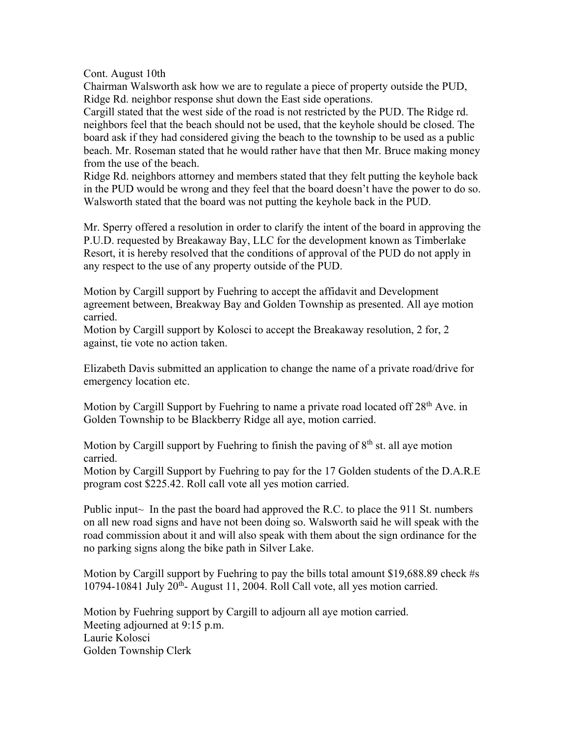Cont. August 10th

Chairman Walsworth ask how we are to regulate a piece of property outside the PUD, Ridge Rd. neighbor response shut down the East side operations.

Cargill stated that the west side of the road is not restricted by the PUD. The Ridge rd. neighbors feel that the beach should not be used, that the keyhole should be closed. The board ask if they had considered giving the beach to the township to be used as a public beach. Mr. Roseman stated that he would rather have that then Mr. Bruce making money from the use of the beach.

Ridge Rd. neighbors attorney and members stated that they felt putting the keyhole back in the PUD would be wrong and they feel that the board doesn't have the power to do so. Walsworth stated that the board was not putting the keyhole back in the PUD.

Mr. Sperry offered a resolution in order to clarify the intent of the board in approving the P.U.D. requested by Breakaway Bay, LLC for the development known as Timberlake Resort, it is hereby resolved that the conditions of approval of the PUD do not apply in any respect to the use of any property outside of the PUD.

Motion by Cargill support by Fuehring to accept the affidavit and Development agreement between, Breakway Bay and Golden Township as presented. All aye motion carried.

Motion by Cargill support by Kolosci to accept the Breakaway resolution, 2 for, 2 against, tie vote no action taken.

Elizabeth Davis submitted an application to change the name of a private road/drive for emergency location etc.

Motion by Cargill Support by Fuehring to name a private road located off 28th Ave. in Golden Township to be Blackberry Ridge all aye, motion carried.

Motion by Cargill support by Fuehring to finish the paving of 8th st. all aye motion carried.

Motion by Cargill Support by Fuehring to pay for the 17 Golden students of the D.A.R.E program cost $225.42. Roll call vote all yes motion carried.

Public input~ In the past the board had approved the R.C. to place the 911 St. numbers on all new road signs and have not been doing so. Walsworth said he will speak with the road commission about it and will also speak with them about the sign ordinance for the no parking signs along the bike path in Silver Lake.

Motion by Cargill support by Fuehring to pay the bills total amount $19,688.89 check #s 10794-10841 July 20th- August 11, 2004. Roll Call vote, all yes motion carried.

Motion by Fuehring support by Cargill to adjourn all aye motion carried.
Meeting adjourned at 9:15 p.m.
Laurie Kolosci
Golden Township Clerk